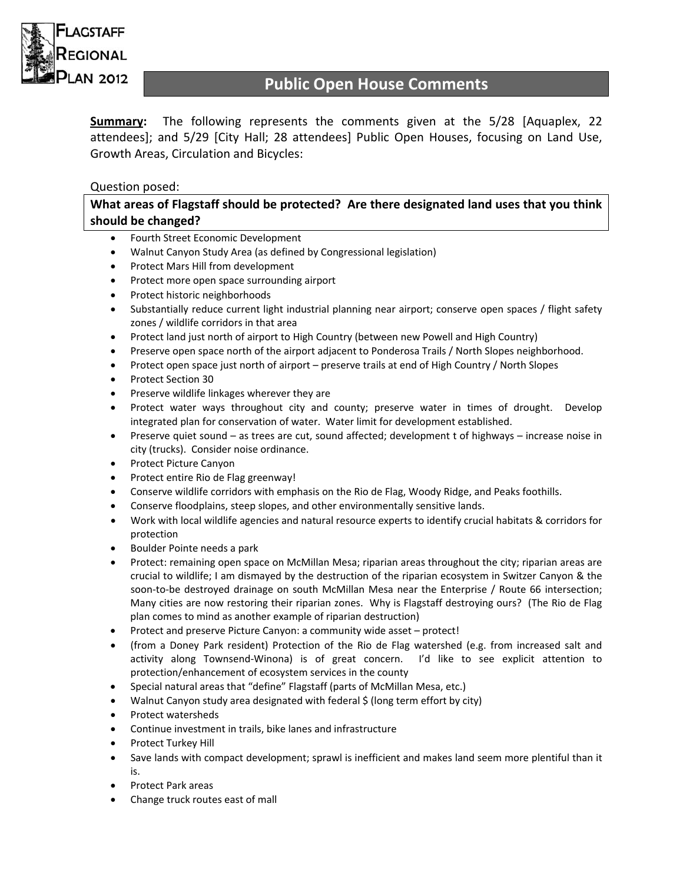# Flagstaff Regional Plan 2012

## Public Open House Comments

**Summary:** The following represents the comments given at the 5/28 [Aquaplex, 22 attendees]; and 5/29 [City Hall; 28 attendees] Public Open Houses, focusing on Land Use, Growth Areas, Circulation and Bicycles:

Question posed:

**What areas of Flagstaff should be protected? Are there designated land uses that you think should be changed?**

- Fourth Street Economic Development
- Walnut Canyon Study Area (as defined by Congressional legislation)
- Protect Mars Hill from development
- Protect more open space surrounding airport
- Protect historic neighborhoods
- Substantially reduce current light industrial planning near airport; conserve open spaces / flight safety zones / wildlife corridors in that area
- Protect land just north of airport to High Country (between new Powell and High Country)
- Preserve open space north of the airport adjacent to Ponderosa Trails / North Slopes neighborhood.
- Protect open space just north of airport – preserve trails at end of High Country / North Slopes
- Protect Section 30
- Preserve wildlife linkages wherever they are
- Protect water ways throughout city and county; preserve water in times of drought. Develop integrated plan for conservation of water. Water limit for development established.
- Preserve quiet sound – as trees are cut, sound affected; development t of highways – increase noise in city (trucks). Consider noise ordinance.
- Protect Picture Canyon
- Protect entire Rio de Flag greenway!
- Conserve wildlife corridors with emphasis on the Rio de Flag, Woody Ridge, and Peaks foothills.
- Conserve floodplains, steep slopes, and other environmentally sensitive lands.
- Work with local wildlife agencies and natural resource experts to identify crucial habitats & corridors for protection
- Boulder Pointe needs a park
- Protect: remaining open space on McMillan Mesa; riparian areas throughout the city; riparian areas are crucial to wildlife; I am dismayed by the destruction of the riparian ecosystem in Switzer Canyon & the soon-to-be destroyed drainage on south McMillan Mesa near the Enterprise / Route 66 intersection; Many cities are now restoring their riparian zones. Why is Flagstaff destroying ours? (The Rio de Flag plan comes to mind as another example of riparian destruction)
- Protect and preserve Picture Canyon: a community wide asset – protect!
- (from a Doney Park resident) Protection of the Rio de Flag watershed (e.g. from increased salt and activity along Townsend-Winona) is of great concern. I'd like to see explicit attention to protection/enhancement of ecosystem services in the county
- Special natural areas that "define" Flagstaff (parts of McMillan Mesa, etc.)
- Walnut Canyon study area designated with federal $ (long term effort by city)
- Protect watersheds
- Continue investment in trails, bike lanes and infrastructure
- Protect Turkey Hill
- Save lands with compact development; sprawl is inefficient and makes land seem more plentiful than it is.
- Protect Park areas
- Change truck routes east of mall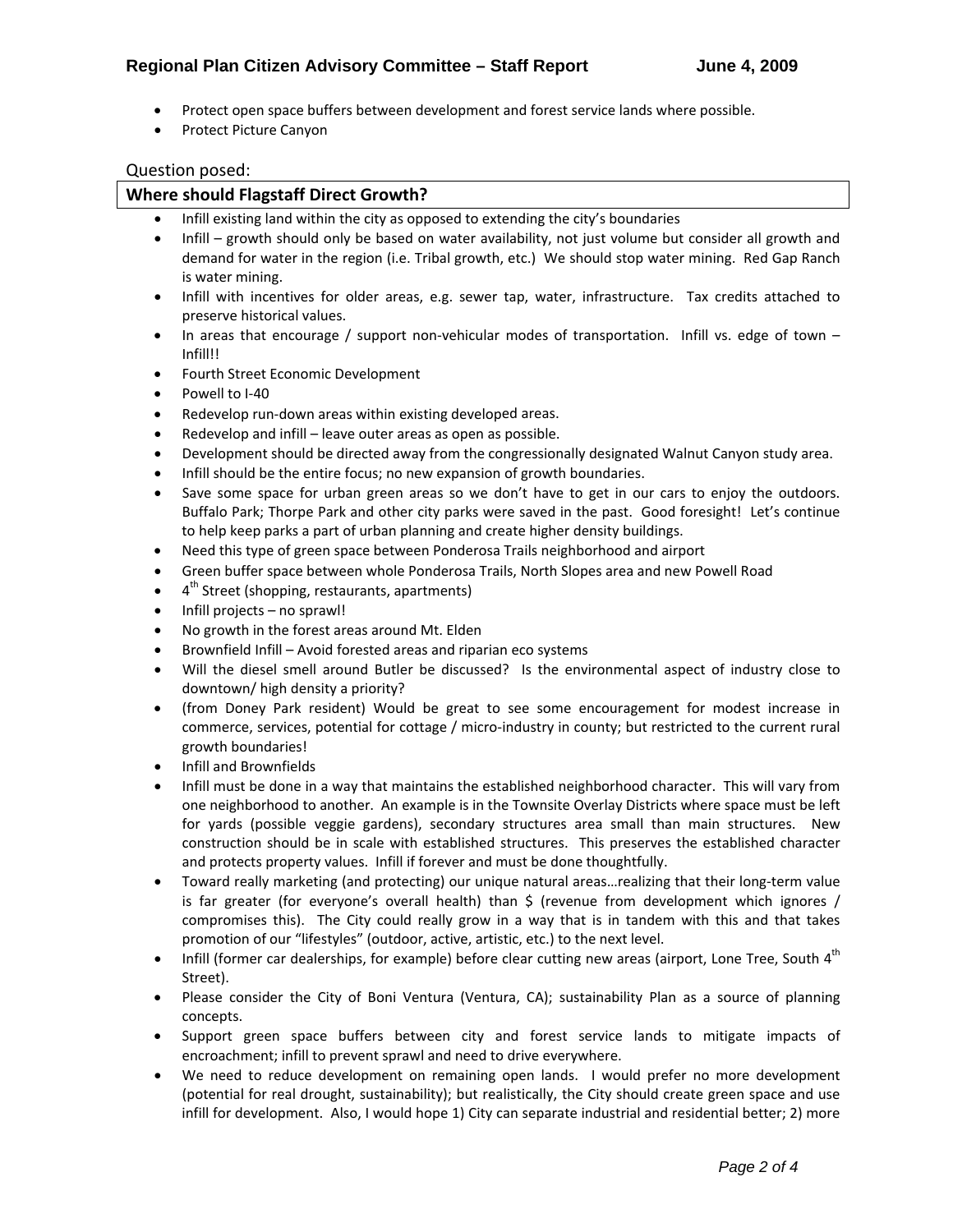- Protect open space buffers between development and forest service lands where possible.
- Protect Picture Canyon

Question posed:

## Where should Flagstaff Direct Growth?

- Infill existing land within the city as opposed to extending the city's boundaries
- Infill – growth should only be based on water availability, not just volume but consider all growth and demand for water in the region (i.e. Tribal growth, etc.) We should stop water mining. Red Gap Ranch is water mining.
- Infill with incentives for older areas, e.g. sewer tap, water, infrastructure. Tax credits attached to preserve historical values.
- In areas that encourage / support non-vehicular modes of transportation. Infill vs. edge of town – Infill!!
- Fourth Street Economic Development
- Powell to I-40
- Redevelop run-down areas within existing developed areas.
- Redevelop and infill – leave outer areas as open as possible.
- Development should be directed away from the congressionally designated Walnut Canyon study area.
- Infill should be the entire focus; no new expansion of growth boundaries.
- Save some space for urban green areas so we don't have to get in our cars to enjoy the outdoors. Buffalo Park; Thorpe Park and other city parks were saved in the past. Good foresight! Let's continue to help keep parks a part of urban planning and create higher density buildings.
- Need this type of green space between Ponderosa Trails neighborhood and airport
- Green buffer space between whole Ponderosa Trails, North Slopes area and new Powell Road
- 4th Street (shopping, restaurants, apartments)
- Infill projects – no sprawl!
- No growth in the forest areas around Mt. Elden
- Brownfield Infill – Avoid forested areas and riparian eco systems
- Will the diesel smell around Butler be discussed? Is the environmental aspect of industry close to downtown/ high density a priority?
- (from Doney Park resident) Would be great to see some encouragement for modest increase in commerce, services, potential for cottage / micro-industry in county; but restricted to the current rural growth boundaries!
- Infill and Brownfields
- Infill must be done in a way that maintains the established neighborhood character. This will vary from one neighborhood to another. An example is in the Townsite Overlay Districts where space must be left for yards (possible veggie gardens), secondary structures area small than main structures. New construction should be in scale with established structures. This preserves the established character and protects property values. Infill if forever and must be done thoughtfully.
- Toward really marketing (and protecting) our unique natural areas…realizing that their long-term value is far greater (for everyone's overall health) than $ (revenue from development which ignores / compromises this). The City could really grow in a way that is in tandem with this and that takes promotion of our "lifestyles" (outdoor, active, artistic, etc.) to the next level.
- Infill (former car dealerships, for example) before clear cutting new areas (airport, Lone Tree, South 4th Street).
- Please consider the City of Boni Ventura (Ventura, CA); sustainability Plan as a source of planning concepts.
- Support green space buffers between city and forest service lands to mitigate impacts of encroachment; infill to prevent sprawl and need to drive everywhere.
- We need to reduce development on remaining open lands. I would prefer no more development (potential for real drought, sustainability); but realistically, the City should create green space and use infill for development. Also, I would hope 1) City can separate industrial and residential better; 2) more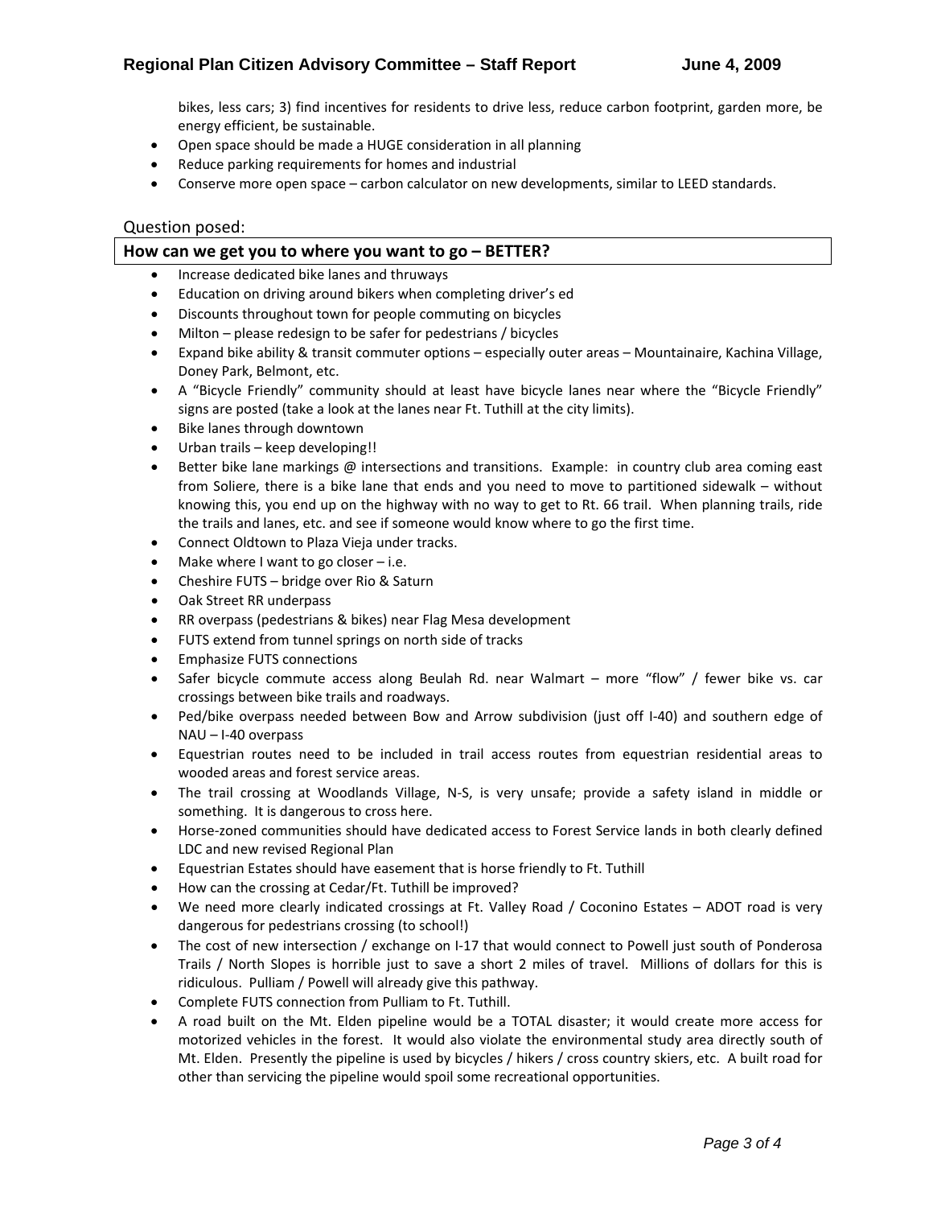bikes, less cars; 3) find incentives for residents to drive less, reduce carbon footprint, garden more, be energy efficient, be sustainable.

- Open space should be made a HUGE consideration in all planning
- Reduce parking requirements for homes and industrial
- Conserve more open space – carbon calculator on new developments, similar to LEED standards.

Question posed:

**How can we get you to where you want to go – BETTER?**

- Increase dedicated bike lanes and thruways
- Education on driving around bikers when completing driver's ed
- Discounts throughout town for people commuting on bicycles
- Milton – please redesign to be safer for pedestrians / bicycles
- Expand bike ability & transit commuter options – especially outer areas – Mountainaire, Kachina Village, Doney Park, Belmont, etc.
- A "Bicycle Friendly" community should at least have bicycle lanes near where the "Bicycle Friendly" signs are posted (take a look at the lanes near Ft. Tuthill at the city limits).
- Bike lanes through downtown
- Urban trails – keep developing!!
- Better bike lane markings @ intersections and transitions. Example: in country club area coming east from Soliere, there is a bike lane that ends and you need to move to partitioned sidewalk – without knowing this, you end up on the highway with no way to get to Rt. 66 trail. When planning trails, ride the trails and lanes, etc. and see if someone would know where to go the first time.
- Connect Oldtown to Plaza Vieja under tracks.
- Make where I want to go closer – i.e.
- Cheshire FUTS – bridge over Rio & Saturn
- Oak Street RR underpass
- RR overpass (pedestrians & bikes) near Flag Mesa development
- FUTS extend from tunnel springs on north side of tracks
- Emphasize FUTS connections
- Safer bicycle commute access along Beulah Rd. near Walmart – more "flow" / fewer bike vs. car crossings between bike trails and roadways.
- Ped/bike overpass needed between Bow and Arrow subdivision (just off I-40) and southern edge of NAU – I-40 overpass
- Equestrian routes need to be included in trail access routes from equestrian residential areas to wooded areas and forest service areas.
- The trail crossing at Woodlands Village, N-S, is very unsafe; provide a safety island in middle or something. It is dangerous to cross here.
- Horse-zoned communities should have dedicated access to Forest Service lands in both clearly defined LDC and new revised Regional Plan
- Equestrian Estates should have easement that is horse friendly to Ft. Tuthill
- How can the crossing at Cedar/Ft. Tuthill be improved?
- We need more clearly indicated crossings at Ft. Valley Road / Coconino Estates – ADOT road is very dangerous for pedestrians crossing (to school!)
- The cost of new intersection / exchange on I-17 that would connect to Powell just south of Ponderosa Trails / North Slopes is horrible just to save a short 2 miles of travel. Millions of dollars for this is ridiculous. Pulliam / Powell will already give this pathway.
- Complete FUTS connection from Pulliam to Ft. Tuthill.
- A road built on the Mt. Elden pipeline would be a TOTAL disaster; it would create more access for motorized vehicles in the forest. It would also violate the environmental study area directly south of Mt. Elden. Presently the pipeline is used by bicycles / hikers / cross country skiers, etc. A built road for other than servicing the pipeline would spoil some recreational opportunities.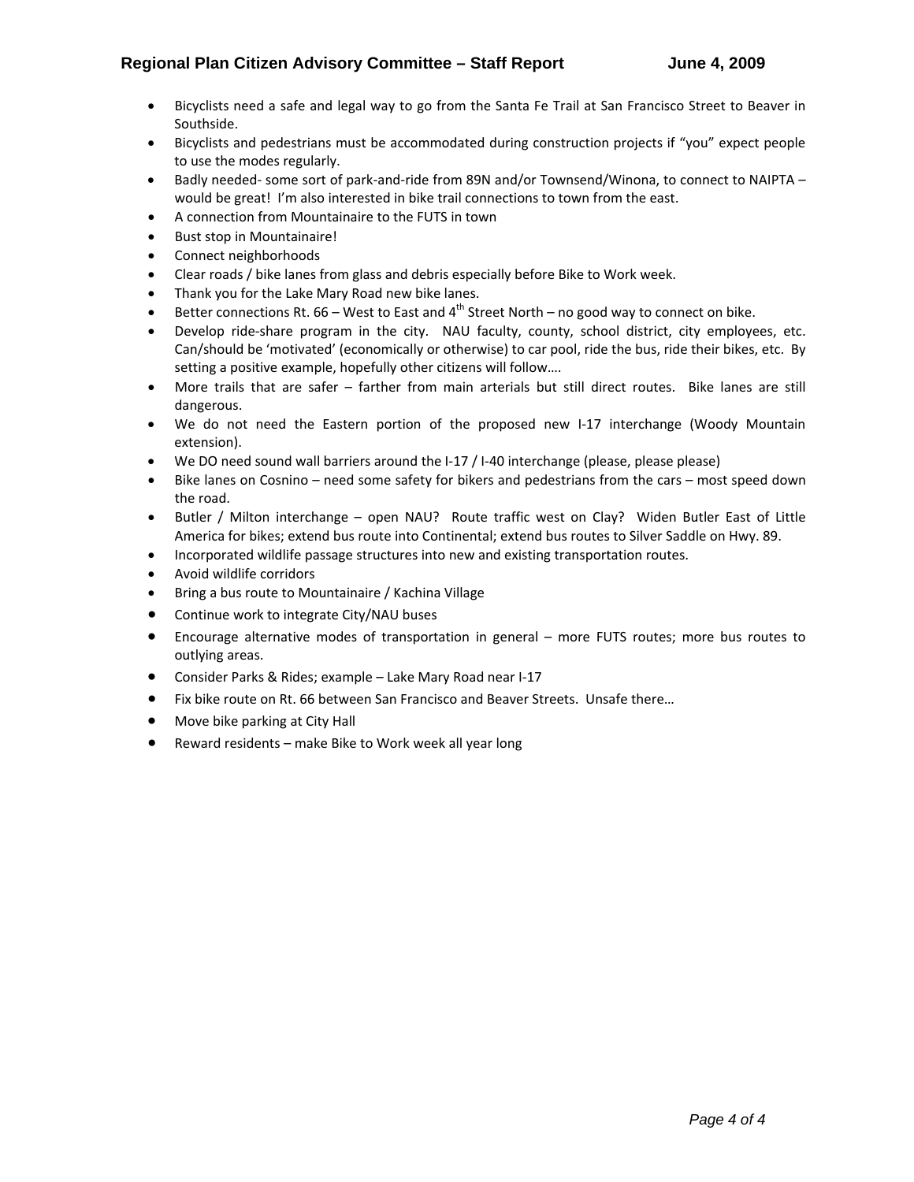- Bicyclists need a safe and legal way to go from the Santa Fe Trail at San Francisco Street to Beaver in Southside.
- Bicyclists and pedestrians must be accommodated during construction projects if "you" expect people to use the modes regularly.
- Badly needed- some sort of park-and-ride from 89N and/or Townsend/Winona, to connect to NAIPTA – would be great! I'm also interested in bike trail connections to town from the east.
- A connection from Mountainaire to the FUTS in town
- Bust stop in Mountainaire!
- Connect neighborhoods
- Clear roads / bike lanes from glass and debris especially before Bike to Work week.
- Thank you for the Lake Mary Road new bike lanes.
- Better connections Rt. 66 – West to East and 4th Street North – no good way to connect on bike.
- Develop ride-share program in the city. NAU faculty, county, school district, city employees, etc. Can/should be 'motivated' (economically or otherwise) to car pool, ride the bus, ride their bikes, etc. By setting a positive example, hopefully other citizens will follow….
- More trails that are safer – farther from main arterials but still direct routes. Bike lanes are still dangerous.
- We do not need the Eastern portion of the proposed new I-17 interchange (Woody Mountain extension).
- We DO need sound wall barriers around the I-17 / I-40 interchange (please, please please)
- Bike lanes on Cosnino – need some safety for bikers and pedestrians from the cars – most speed down the road.
- Butler / Milton interchange – open NAU? Route traffic west on Clay? Widen Butler East of Little America for bikes; extend bus route into Continental; extend bus routes to Silver Saddle on Hwy. 89.
- Incorporated wildlife passage structures into new and existing transportation routes.
- Avoid wildlife corridors
- Bring a bus route to Mountainaire / Kachina Village
- Continue work to integrate City/NAU buses
- Encourage alternative modes of transportation in general – more FUTS routes; more bus routes to outlying areas.
- Consider Parks & Rides; example – Lake Mary Road near I-17
- Fix bike route on Rt. 66 between San Francisco and Beaver Streets. Unsafe there…
- Move bike parking at City Hall
- Reward residents – make Bike to Work week all year long